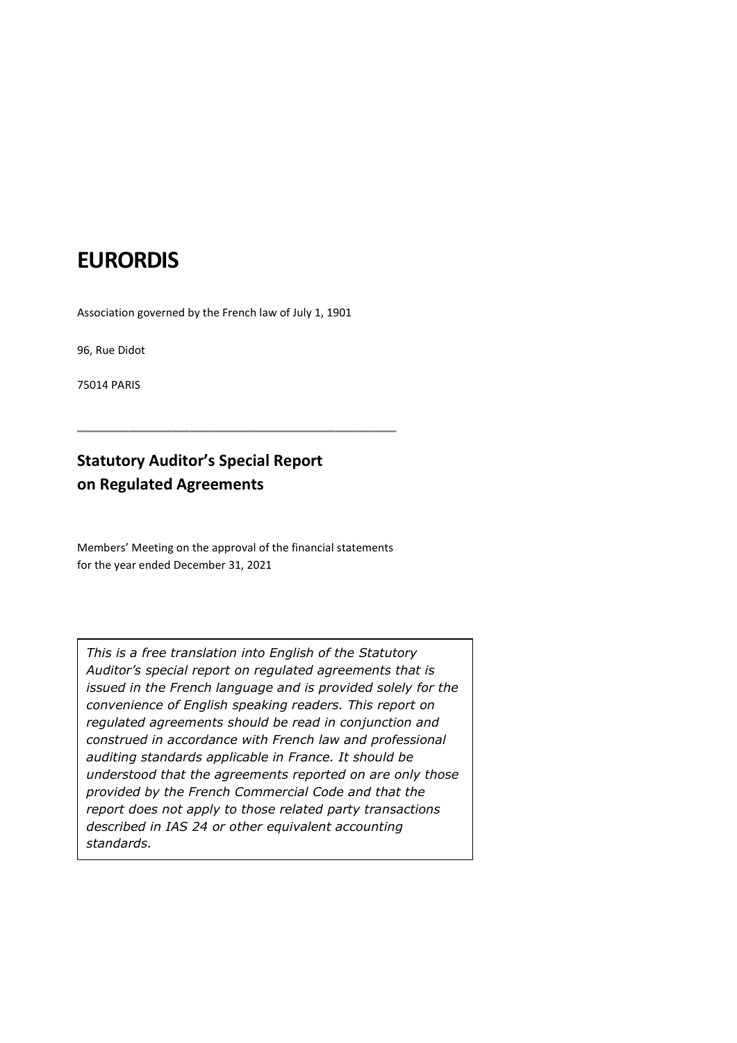# EURORDIS

Association governed by the French law of July 1, 1901

96, Rue Didot

75014 PARIS

---

## Statutory Auditor's Special Report on Regulated Agreements

Members' Meeting on the approval of the financial statements
for the year ended December 31, 2021

*This is a free translation into English of the Statutory Auditor's special report on regulated agreements that is issued in the French language and is provided solely for the convenience of English speaking readers. This report on regulated agreements should be read in conjunction and construed in accordance with French law and professional auditing standards applicable in France. It should be understood that the agreements reported on are only those provided by the French Commercial Code and that the report does not apply to those related party transactions described in IAS 24 or other equivalent accounting standards.*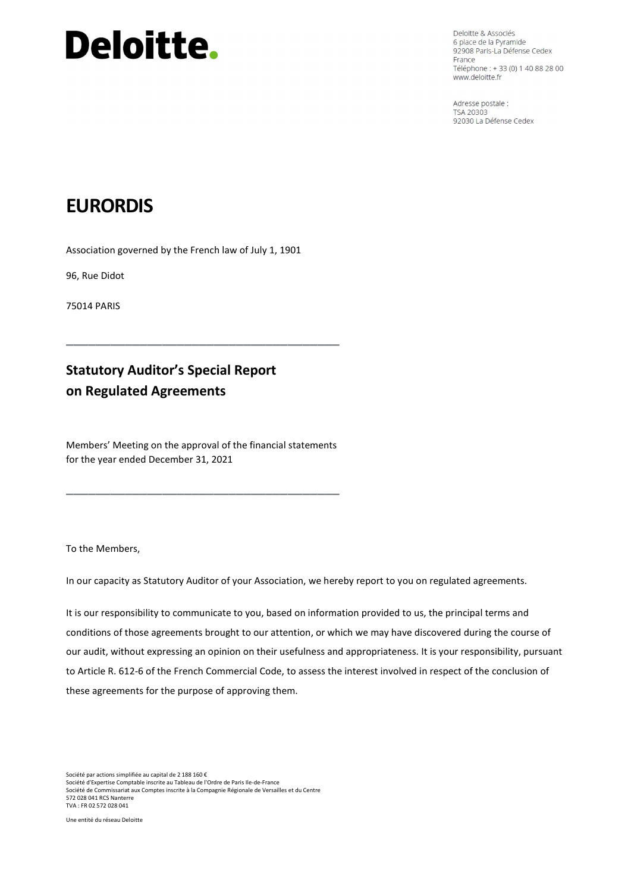# Deloitte.

Deloitte & Associés
6 place de la Pyramide
92908 Paris-La Défense Cedex
France
Téléphone : + 33 (0) 1 40 88 28 00
www.deloitte.fr

Adresse postale :
TSA 20303
92030 La Défense Cedex

# EURORDIS

Association governed by the French law of July 1, 1901

96, Rue Didot

75014 PARIS

---

## Statutory Auditor's Special Report on Regulated Agreements

Members' Meeting on the approval of the financial statements for the year ended December 31, 2021

---

To the Members,

In our capacity as Statutory Auditor of your Association, we hereby report to you on regulated agreements.

It is our responsibility to communicate to you, based on information provided to us, the principal terms and conditions of those agreements brought to our attention, or which we may have discovered during the course of our audit, without expressing an opinion on their usefulness and appropriateness. It is your responsibility, pursuant to Article R. 612-6 of the French Commercial Code, to assess the interest involved in respect of the conclusion of these agreements for the purpose of approving them.

Société par actions simplifiée au capital de 2 188 160 €
Société d'Expertise Comptable inscrite au Tableau de l'Ordre de Paris Ile-de-France
Société de Commissariat aux Comptes inscrite à la Compagnie Régionale de Versailles et du Centre
572 028 041 RCS Nanterre
TVA : FR 02 572 028 041

Une entité du réseau Deloitte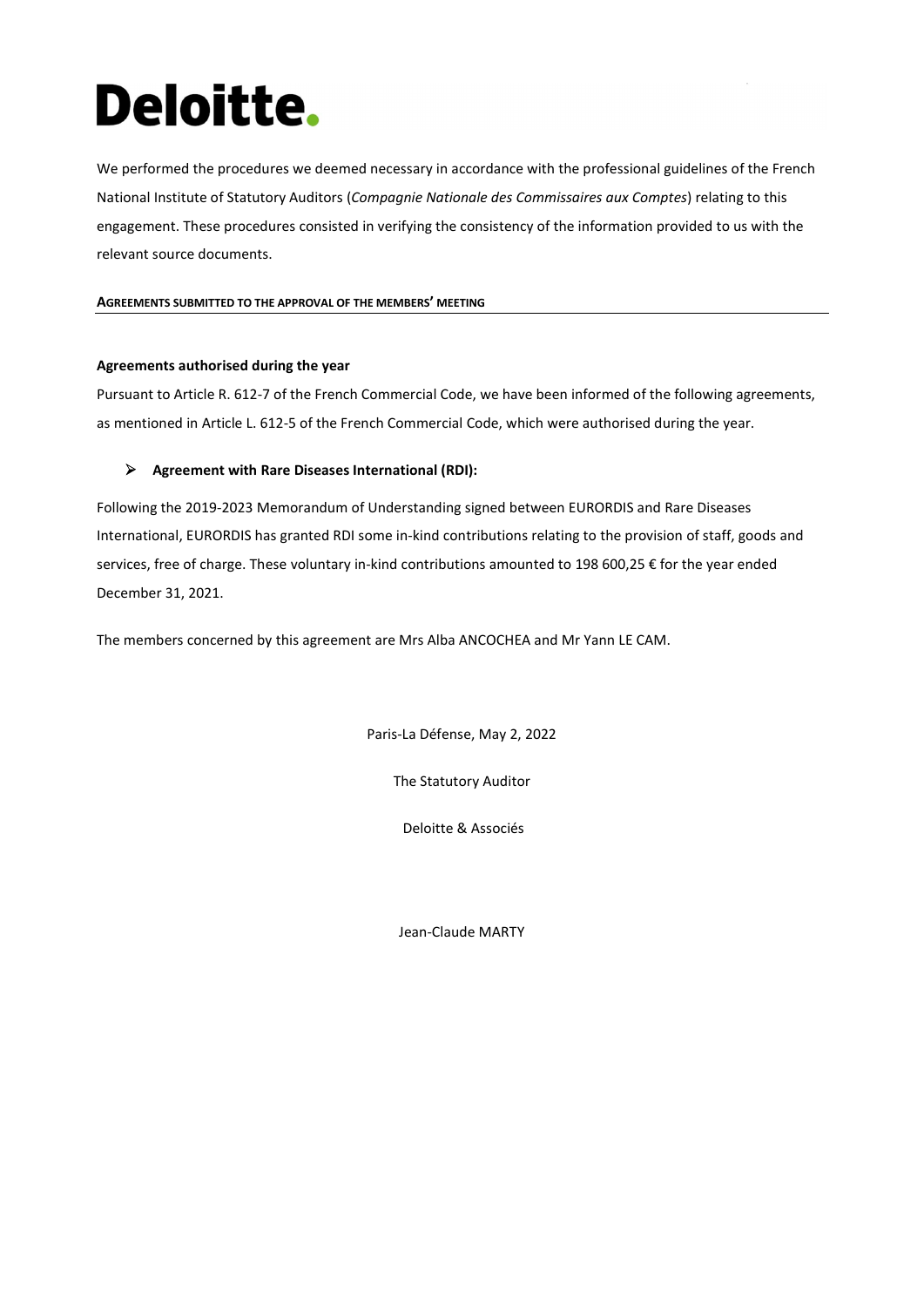Deloitte.

We performed the procedures we deemed necessary in accordance with the professional guidelines of the French National Institute of Statutory Auditors (*Compagnie Nationale des Commissaires aux Comptes*) relating to this engagement. These procedures consisted in verifying the consistency of the information provided to us with the relevant source documents.

## AGREEMENTS SUBMITTED TO THE APPROVAL OF THE MEMBERS' MEETING

### Agreements authorised during the year

Pursuant to Article R. 612-7 of the French Commercial Code, we have been informed of the following agreements, as mentioned in Article L. 612-5 of the French Commercial Code, which were authorised during the year.

- **Agreement with Rare Diseases International (RDI):**

Following the 2019-2023 Memorandum of Understanding signed between EURORDIS and Rare Diseases International, EURORDIS has granted RDI some in-kind contributions relating to the provision of staff, goods and services, free of charge. These voluntary in-kind contributions amounted to 198 600,25 € for the year ended December 31, 2021.

The members concerned by this agreement are Mrs Alba ANCOCHEA and Mr Yann LE CAM.

Paris-La Défense, May 2, 2022

The Statutory Auditor

Deloitte & Associés

Jean-Claude MARTY